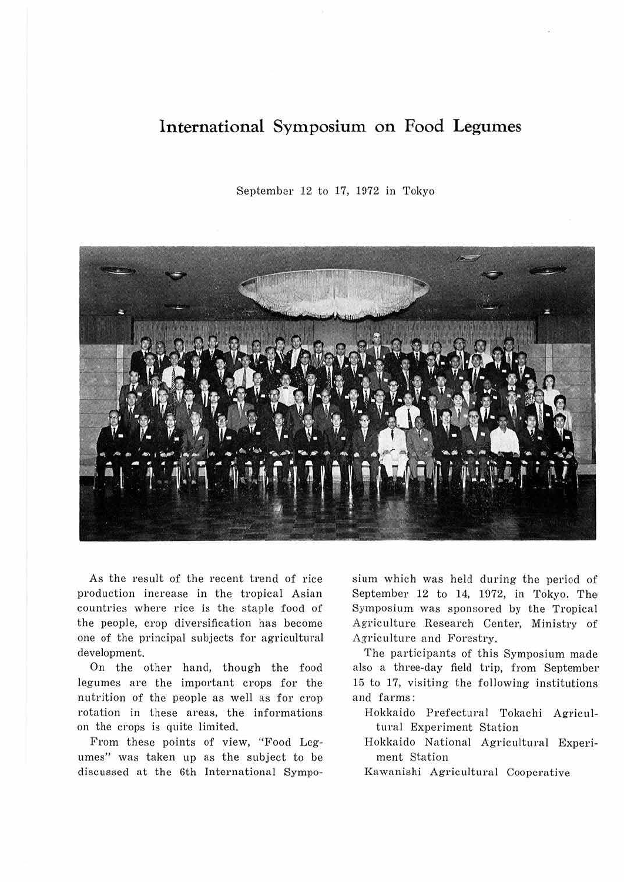# International Symposium on Food Legumes

September 12 to 17, 1972 in Tokyo

As the result of the recent trend of rice production increase in the tropical Asian countries where rice is the staple food of the people, crop diversification has become one of the principal subjects for agricultural development.

On the other hand, though the food legumes are the important crops for the nutrition of the people as well as for crop rotation in these areas, the informations on the crops is quite limited.

From these points of view, "Food Legumes" was taken up as the subject to be discussed at the 6th International Symposium which was held during the period of September 12 to 14, 1972, in Tokyo. The Symposium was sponsored by the Tropical Agriculture Research Center, Ministry of Agriculture and Forestry.

The participants of this Symposium made also a three-day field trip, from September 15 to 17, visiting the following institutions and farms:

- Hokkaido Prefectural Tokachi Agricultural Experiment Station
- Hokkaido National Agricultural Experiment Station
- Kawanishi Agricultural Cooperative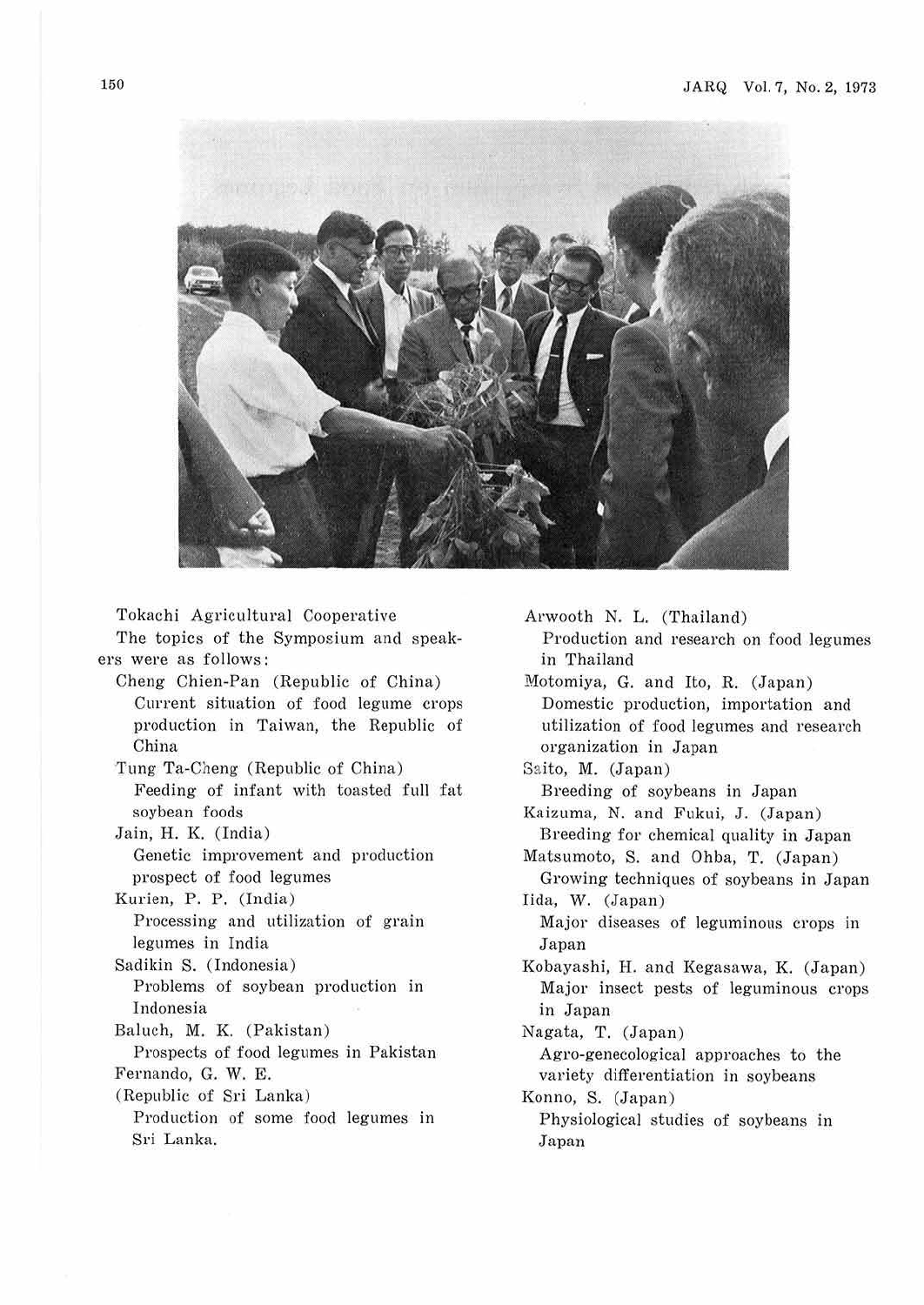Tokachi Agricultural Cooperative

The topics of the Symposium and speakers were as follows:

Cheng Chien-Pan (Republic of China)
Current situation of food legume crops production in Taiwan, the Republic of China

Tung Ta-Cheng (Republic of China)
Feeding of infant with toasted full fat soybean foods

Jain, H. K. (India)
Genetic improvement and production prospect of food legumes

Kurien, P. P. (India)
Processing and utilization of grain legumes in India

Sadikin S. (Indonesia)
Problems of soybean production in Indonesia

Baluch, M. K. (Pakistan)
Prospects of food legumes in Pakistan

Fernando, G. W. E.
(Republic of Sri Lanka)
Production of some food legumes in Sri Lanka.

Arwooth N. L. (Thailand)
Production and research on food legumes in Thailand

Motomiya, G. and Ito, R. (Japan)
Domestic production, importation and utilization of food legumes and research organization in Japan

Saito, M. (Japan)
Breeding of soybeans in Japan

Kaizuma, N. and Fukui, J. (Japan)
Breeding for chemical quality in Japan

Matsumoto, S. and Ohba, T. (Japan)
Growing techniques of soybeans in Japan

Iida, W. (Japan)
Major diseases of leguminous crops in Japan

Kobayashi, H. and Kegasawa, K. (Japan)
Major insect pests of leguminous crops in Japan

Nagata, T. (Japan)
Agro-genecological approaches to the variety differentiation in soybeans

Konno, S. (Japan)
Physiological studies of soybeans in Japan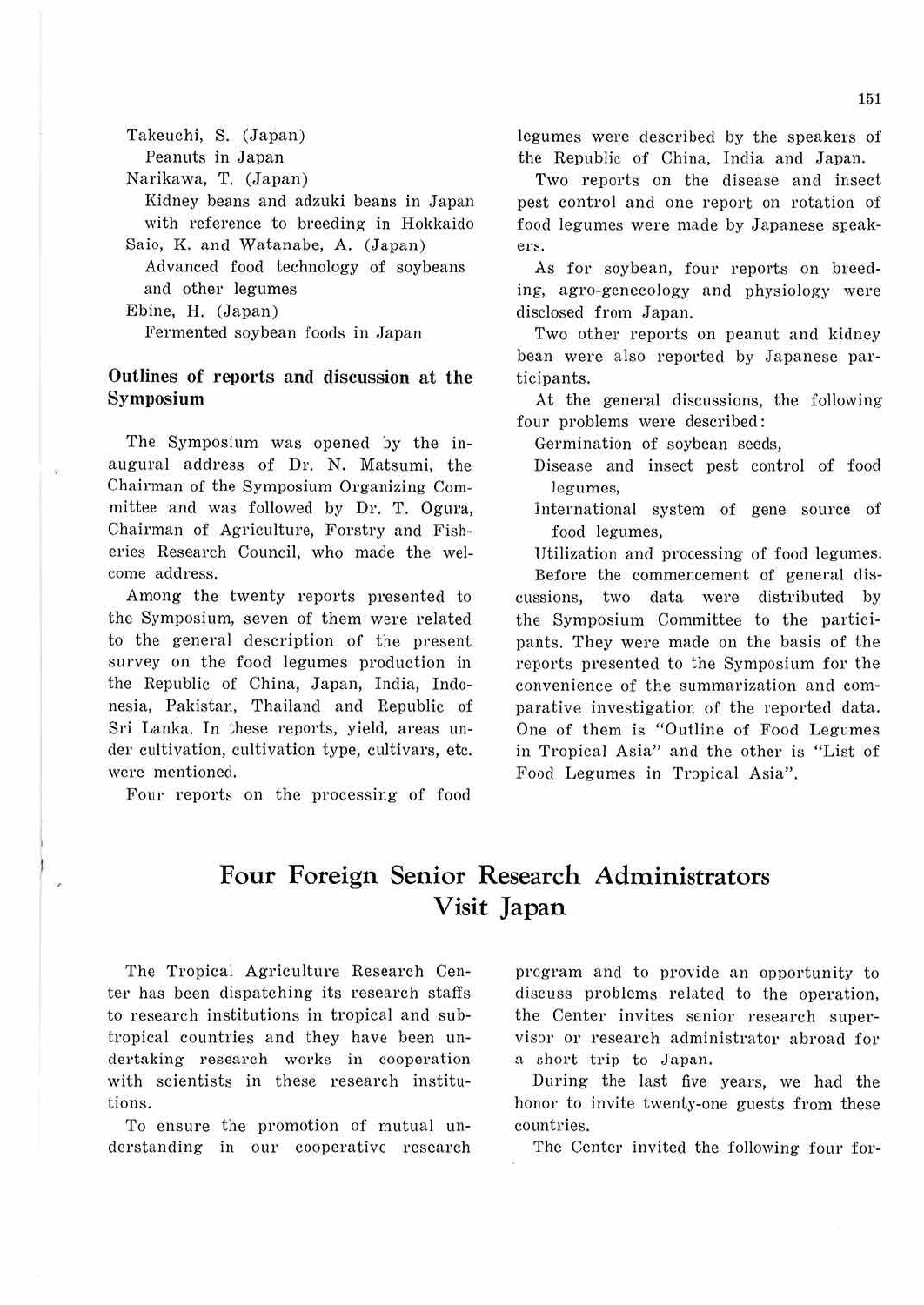Takeuchi, S. (Japan)
Peanuts in Japan

Narikawa, T. (Japan)
Kidney beans and adzuki beans in Japan with reference to breeding in Hokkaido

Saio, K. and Watanabe, A. (Japan)
Advanced food technology of soybeans and other legumes

Ebine, H. (Japan)
Fermented soybean foods in Japan

### Outlines of reports and discussion at the Symposium

The Symposium was opened by the inaugural address of Dr. N. Matsumi, the Chairman of the Symposium Organizing Committee and was followed by Dr. T. Ogura, Chairman of Agriculture, Forstry and Fisheries Research Council, who made the welcome address.

Among the twenty reports presented to the Symposium, seven of them were related to the general description of the present survey on the food legumes production in the Republic of China, Japan, India, Indonesia, Pakistan, Thailand and Republic of Sri Lanka. In these reports, yield, areas under cultivation, cultivation type, cultivars, etc. were mentioned.

Four reports on the processing of food legumes were described by the speakers of the Republic of China, India and Japan.

Two reports on the disease and insect pest control and one report on rotation of food legumes were made by Japanese speakers.

As for soybean, four reports on breeding, agro-genecology and physiology were disclosed from Japan.

Two other reports on peanut and kidney bean were also reported by Japanese participants.

At the general discussions, the following four problems were described:

Germination of soybean seeds,

Disease and insect pest control of food legumes,

International system of gene source of food legumes,

Utilization and processing of food legumes.

Before the commencement of general discussions, two data were distributed by the Symposium Committee to the participants. They were made on the basis of the reports presented to the Symposium for the convenience of the summarization and comparative investigation of the reported data. One of them is "Outline of Food Legumes in Tropical Asia" and the other is "List of Food Legumes in Tropical Asia".

## Four Foreign Senior Research Administrators Visit Japan

The Tropical Agriculture Research Center has been dispatching its research staffs to research institutions in tropical and subtropical countries and they have been undertaking research works in cooperation with scientists in these research institutions.

To ensure the promotion of mutual understanding in our cooperative research program and to provide an opportunity to discuss problems related to the operation, the Center invites senior research supervisor or research administrator abroad for a short trip to Japan.

During the last five years, we had the honor to invite twenty-one guests from these countries.

The Center invited the following four for-